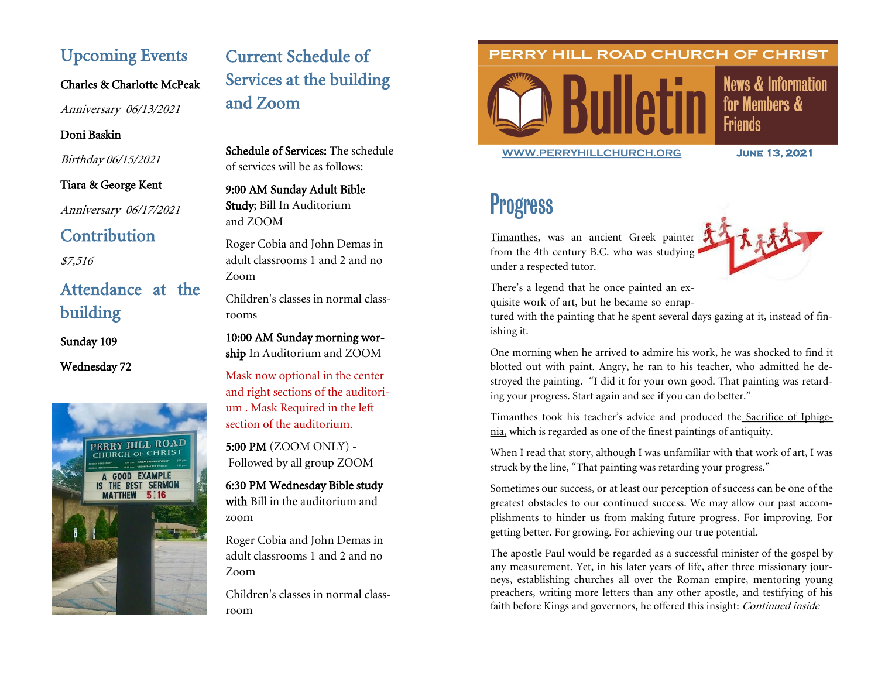# Upcoming Events

**Charles & Charlotte McPeak**

*Anniversary 06/13/2021*

**Doni Baskin**

*Birthday 06/15/2021*

**Tiara & George Kent**

*Anniversary 06/17/2021*

# Contribution

*$7,516*

# Attendance at the building

**Sunday 109**

**Wednesday 72**

# Current Schedule of Services at the building and Zoom

**Schedule of Services:** The schedule of services will be as follows:

**9:00 AM Sunday Adult Bible Study**; Bill In Auditorium and ZOOM

Roger Cobia and John Demas in adult classrooms 1 and 2 and no Zoom

Children's classes in normal classrooms

**10:00 AM Sunday morning worship** In Auditorium and ZOOM

Mask now optional in the center and right sections of the auditorium . Mask Required in the left section of the auditorium.

**5:00 PM** (ZOOM ONLY) - Followed by all group ZOOM

**6:30 PM Wednesday Bible study with** Bill in the auditorium and zoom

Roger Cobia and John Demas in adult classrooms 1 and 2 and no Zoom

Children's classes in normal classroom

PERRY HILL ROAD CHURCH OF CHRIST

# Bulletin

News & Information for Members & Friends

WWW.PERRYHILLCHURCH.ORG

June 13, 2021

# Progress

Timanthes, was an ancient Greek painter from the 4th century B.C. who was studying under a respected tutor.

There's a legend that he once painted an exquisite work of art, but he became so enraptured with the painting that he spent several days gazing at it, instead of finishing it.

One morning when he arrived to admire his work, he was shocked to find it blotted out with paint. Angry, he ran to his teacher, who admitted he destroyed the painting. "I did it for your own good. That painting was retarding your progress. Start again and see if you can do better."

Timanthes took his teacher's advice and produced the Sacrifice of Iphigenia, which is regarded as one of the finest paintings of antiquity.

When I read that story, although I was unfamiliar with that work of art, I was struck by the line, "That painting was retarding your progress."

Sometimes our success, or at least our perception of success can be one of the greatest obstacles to our continued success. We may allow our past accomplishments to hinder us from making future progress. For improving. For getting better. For growing. For achieving our true potential.

The apostle Paul would be regarded as a successful minister of the gospel by any measurement. Yet, in his later years of life, after three missionary journeys, establishing churches all over the Roman empire, mentoring young preachers, writing more letters than any other apostle, and testifying of his faith before Kings and governors, he offered this insight: *Continued inside*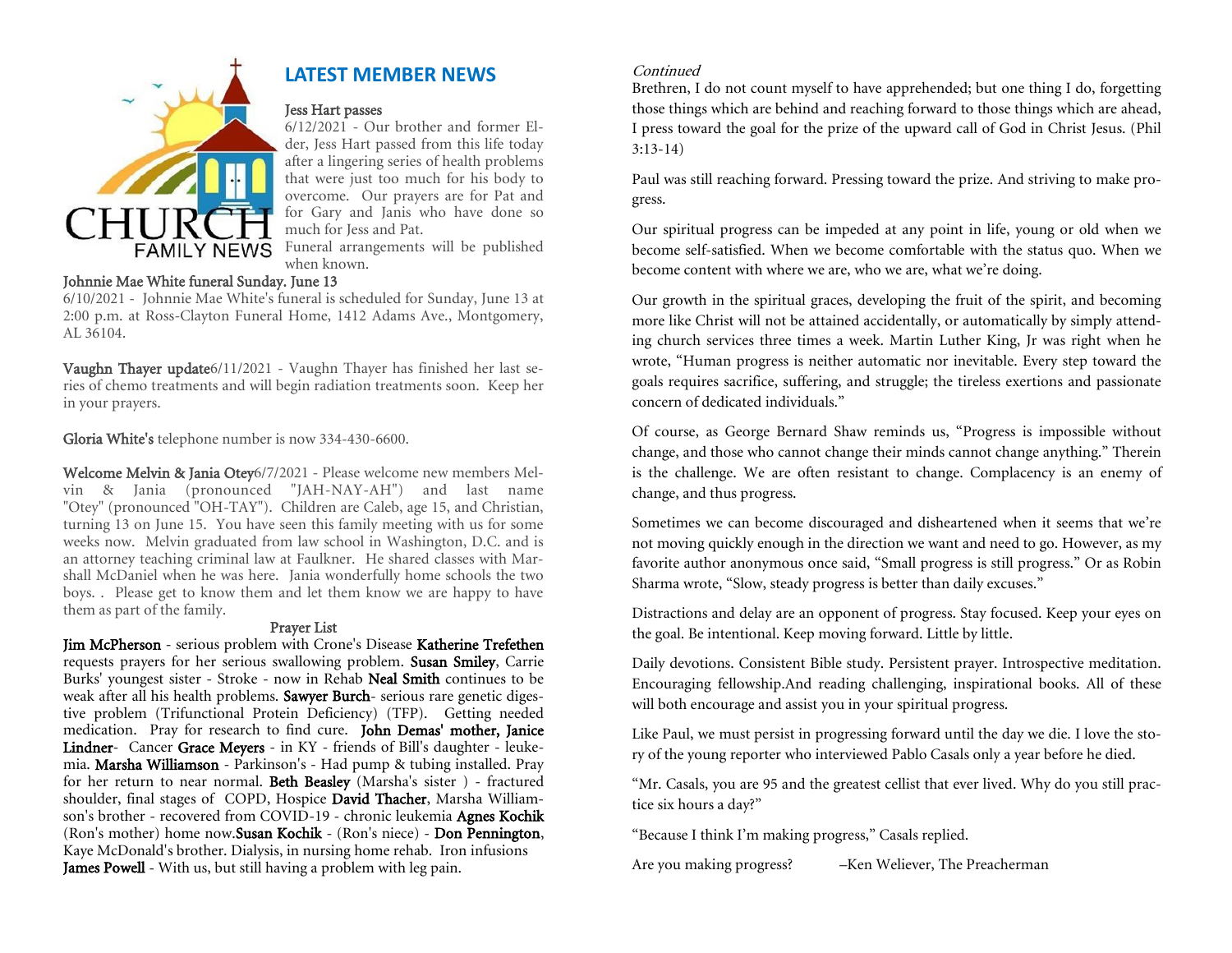## LATEST MEMBER NEWS

### Jess Hart passes

6/12/2021 - Our brother and former Elder, Jess Hart passed from this life today after a lingering series of health problems that were just too much for his body to overcome. Our prayers are for Pat and for Gary and Janis who have done so much for Jess and Pat.

Funeral arrangements will be published when known.

### Johnnie Mae White funeral Sunday. June 13

6/10/2021 - Johnnie Mae White's funeral is scheduled for Sunday, June 13 at 2:00 p.m. at Ross-Clayton Funeral Home, 1412 Adams Ave., Montgomery, AL 36104.

**Vaughn Thayer update**6/11/2021 - Vaughn Thayer has finished her last series of chemo treatments and will begin radiation treatments soon. Keep her in your prayers.

**Gloria White's** telephone number is now 334-430-6600.

**Welcome Melvin & Jania Otey**6/7/2021 - Please welcome new members Melvin & Jania (pronounced "JAH-NAY-AH") and last name "Otey" (pronounced "OH-TAY"). Children are Caleb, age 15, and Christian, turning 13 on June 15. You have seen this family meeting with us for some weeks now. Melvin graduated from law school in Washington, D.C. and is an attorney teaching criminal law at Faulkner. He shared classes with Marshall McDaniel when he was here. Jania wonderfully home schools the two boys. . Please get to know them and let them know we are happy to have them as part of the family.

### Prayer List

**Jim McPherson** - serious problem with Crone's Disease **Katherine Trefethen** requests prayers for her serious swallowing problem. **Susan Smiley**, Carrie Burks' youngest sister - Stroke - now in Rehab **Neal Smith** continues to be weak after all his health problems. **Sawyer Burch**- serious rare genetic digestive problem (Trifunctional Protein Deficiency) (TFP). Getting needed medication. Pray for research to find cure. **John Demas' mother, Janice Lindner**- Cancer **Grace Meyers** - in KY - friends of Bill's daughter - leukemia. **Marsha Williamson** - Parkinson's - Had pump & tubing installed. Pray for her return to near normal. **Beth Beasley** (Marsha's sister ) - fractured shoulder, final stages of COPD, Hospice **David Thacher**, Marsha Williamson's brother - recovered from COVID-19 - chronic leukemia **Agnes Kochik** (Ron's mother) home now.**Susan Kochik** - (Ron's niece) - **Don Pennington**, Kaye McDonald's brother. Dialysis, in nursing home rehab. Iron infusions **James Powell** - With us, but still having a problem with leg pain.

*Continued*

Brethren, I do not count myself to have apprehended; but one thing I do, forgetting those things which are behind and reaching forward to those things which are ahead, I press toward the goal for the prize of the upward call of God in Christ Jesus. (Phil 3:13-14)

Paul was still reaching forward. Pressing toward the prize. And striving to make progress.

Our spiritual progress can be impeded at any point in life, young or old when we become self-satisfied. When we become comfortable with the status quo. When we become content with where we are, who we are, what we're doing.

Our growth in the spiritual graces, developing the fruit of the spirit, and becoming more like Christ will not be attained accidentally, or automatically by simply attending church services three times a week. Martin Luther King, Jr was right when he wrote, "Human progress is neither automatic nor inevitable. Every step toward the goals requires sacrifice, suffering, and struggle; the tireless exertions and passionate concern of dedicated individuals."

Of course, as George Bernard Shaw reminds us, "Progress is impossible without change, and those who cannot change their minds cannot change anything." Therein is the challenge. We are often resistant to change. Complacency is an enemy of change, and thus progress.

Sometimes we can become discouraged and disheartened when it seems that we're not moving quickly enough in the direction we want and need to go. However, as my favorite author anonymous once said, "Small progress is still progress." Or as Robin Sharma wrote, "Slow, steady progress is better than daily excuses."

Distractions and delay are an opponent of progress. Stay focused. Keep your eyes on the goal. Be intentional. Keep moving forward. Little by little.

Daily devotions. Consistent Bible study. Persistent prayer. Introspective meditation. Encouraging fellowship.And reading challenging, inspirational books. All of these will both encourage and assist you in your spiritual progress.

Like Paul, we must persist in progressing forward until the day we die. I love the story of the young reporter who interviewed Pablo Casals only a year before he died.

"Mr. Casals, you are 95 and the greatest cellist that ever lived. Why do you still practice six hours a day?"

"Because I think I'm making progress," Casals replied.

Are you making progress? –Ken Weliever, The Preacherman